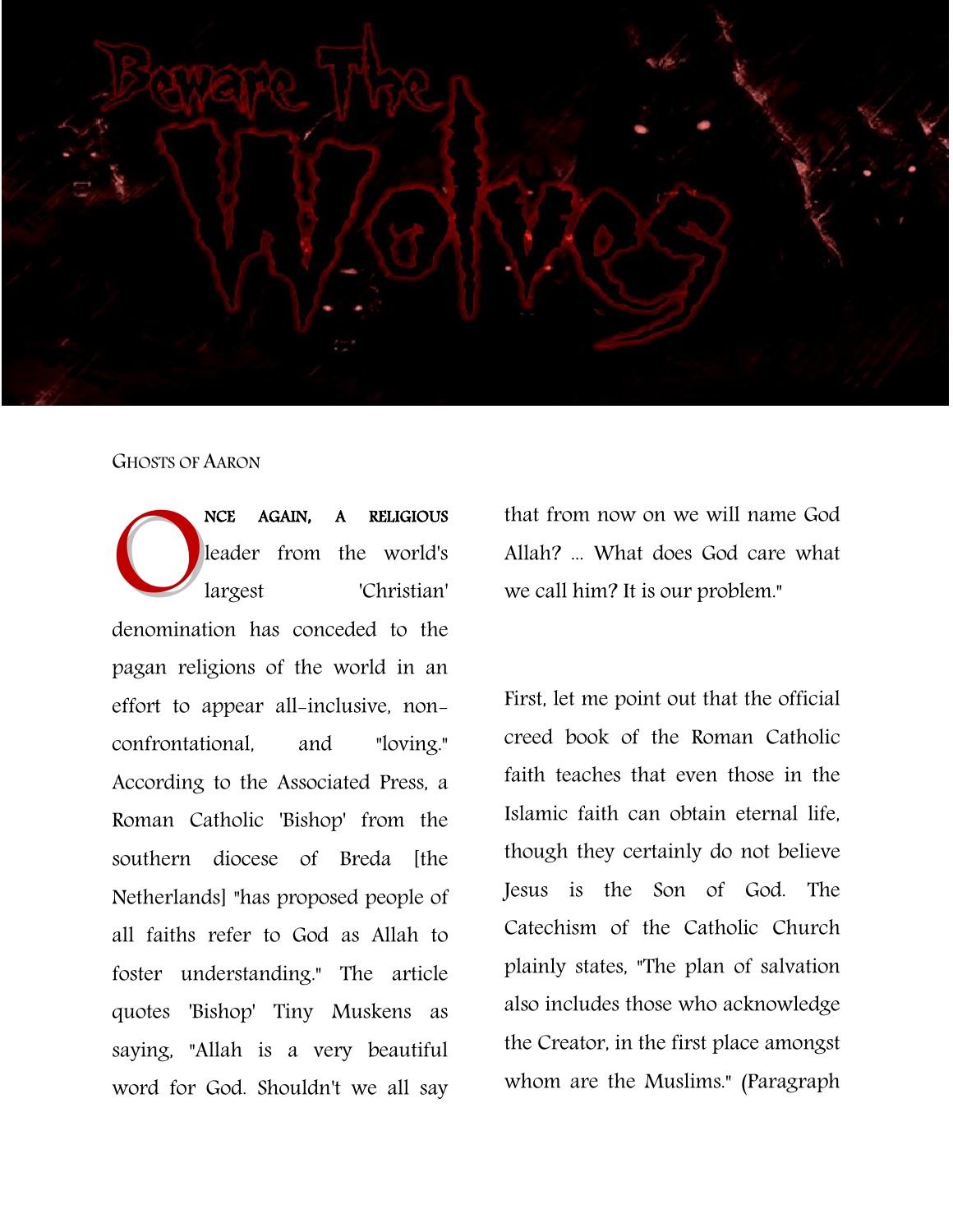# Beware The Wolves

GHOSTS OF AARON

ONCE AGAIN, A RELIGIOUS leader from the world's largest 'Christian' denomination has conceded to the pagan religions of the world in an effort to appear all-inclusive, non-confrontational, and "loving." According to the Associated Press, a Roman Catholic 'Bishop' from the southern diocese of Breda [the Netherlands] "has proposed people of all faiths refer to God as Allah to foster understanding." The article quotes 'Bishop' Tiny Muskens as saying, "Allah is a very beautiful word for God. Shouldn't we all say that from now on we will name God Allah? ... What does God care what we call him? It is our problem."

First, let me point out that the official creed book of the Roman Catholic faith teaches that even those in the Islamic faith can obtain eternal life, though they certainly do not believe Jesus is the Son of God. The Catechism of the Catholic Church plainly states, "The plan of salvation also includes those who acknowledge the Creator, in the first place amongst whom are the Muslims." (Paragraph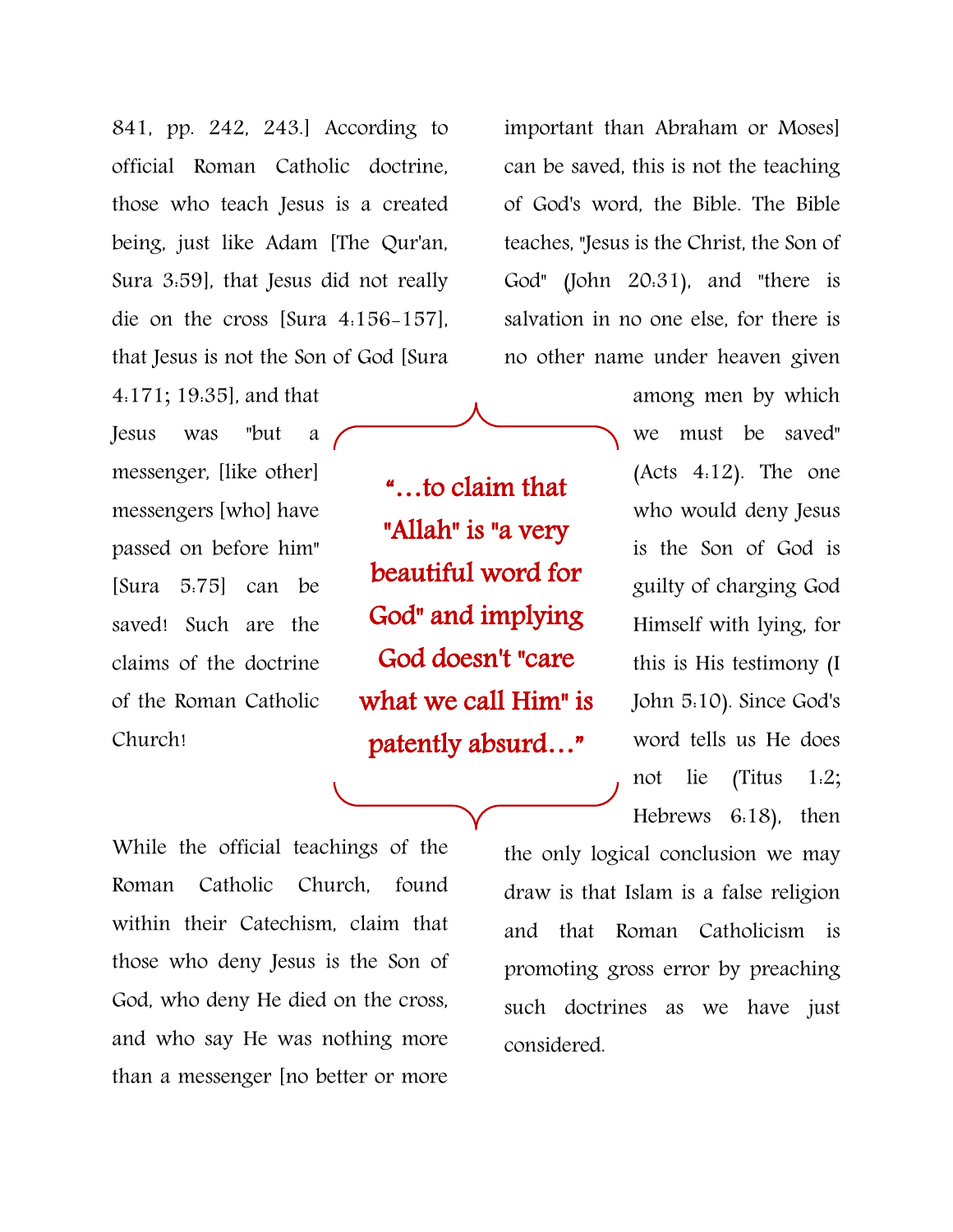841, pp. 242, 243.] According to official Roman Catholic doctrine, those who teach Jesus is a created being, just like Adam [The Qur'an, Sura 3:59], that Jesus did not really die on the cross [Sura 4:156-157], that Jesus is not the Son of God [Sura 4:171; 19:35], and that Jesus was "but a messenger, [like other] messengers [who] have passed on before him" [Sura 5:75] can be saved! Such are the claims of the doctrine of the Roman Catholic Church!

> **"…to claim that "Allah" is "a very beautiful word for God" and implying God doesn't "care what we call Him" is patently absurd…"**

While the official teachings of the Roman Catholic Church, found within their Catechism, claim that those who deny Jesus is the Son of God, who deny He died on the cross, and who say He was nothing more than a messenger [no better or more important than Abraham or Moses] can be saved, this is not the teaching of God's word, the Bible. The Bible teaches, "Jesus is the Christ, the Son of God" (John 20:31), and "there is salvation in no one else, for there is no other name under heaven given among men by which we must be saved" (Acts 4:12). The one who would deny Jesus is the Son of God is guilty of charging God Himself with lying, for this is His testimony (I John 5:10). Since God's word tells us He does not lie (Titus 1:2; Hebrews 6:18), then the only logical conclusion we may draw is that Islam is a false religion and that Roman Catholicism is promoting gross error by preaching such doctrines as we have just considered.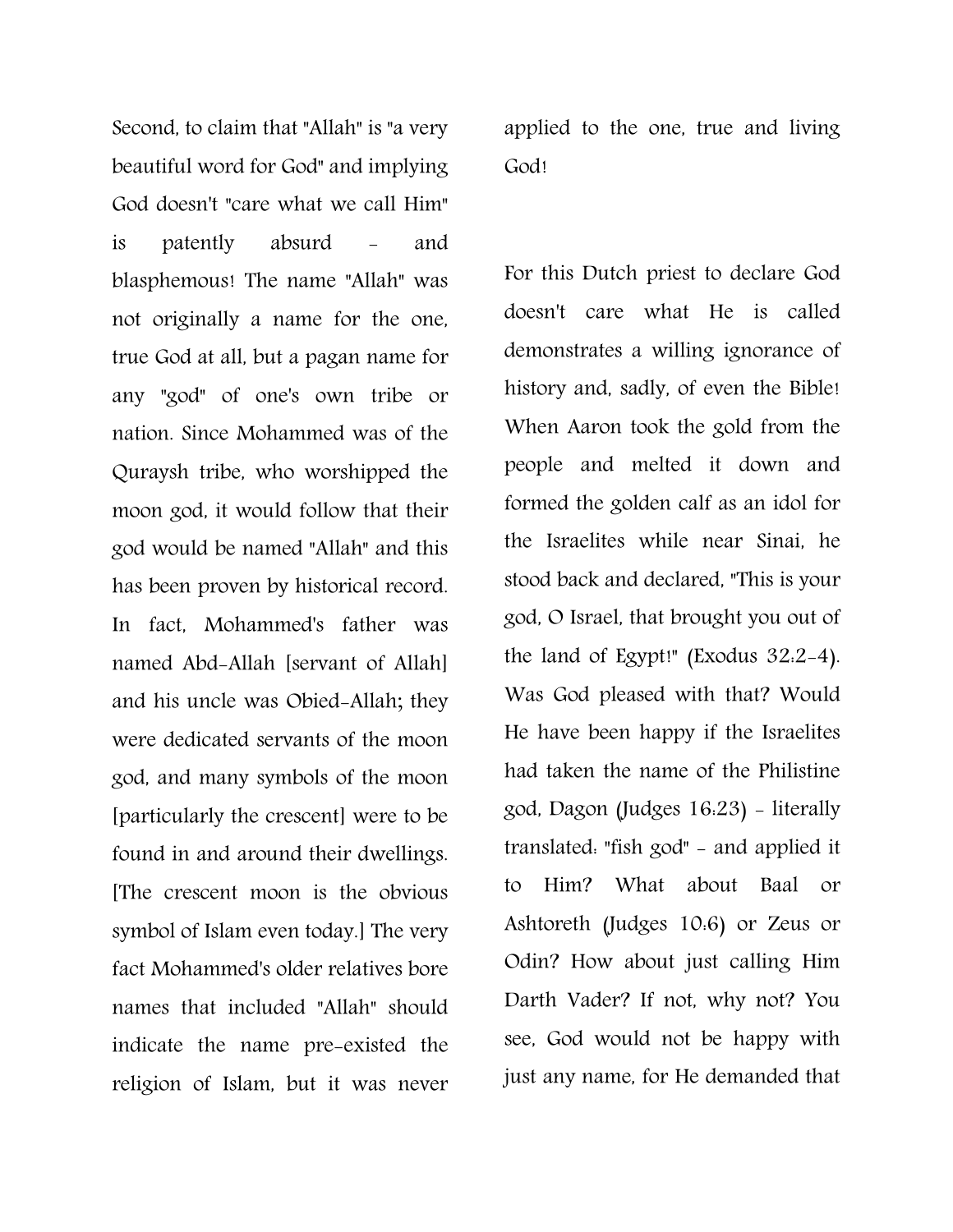Second, to claim that "Allah" is "a very beautiful word for God" and implying God doesn't "care what we call Him" is patently absurd - and blasphemous! The name "Allah" was not originally a name for the one, true God at all, but a pagan name for any "god" of one's own tribe or nation. Since Mohammed was of the Quraysh tribe, who worshipped the moon god, it would follow that their god would be named "Allah" and this has been proven by historical record. In fact, Mohammed's father was named Abd-Allah [servant of Allah] and his uncle was Obied-Allah; they were dedicated servants of the moon god, and many symbols of the moon [particularly the crescent] were to be found in and around their dwellings. [The crescent moon is the obvious symbol of Islam even today.] The very fact Mohammed's older relatives bore names that included "Allah" should indicate the name pre-existed the religion of Islam, but it was never applied to the one, true and living God!

For this Dutch priest to declare God doesn't care what He is called demonstrates a willing ignorance of history and, sadly, of even the Bible! When Aaron took the gold from the people and melted it down and formed the golden calf as an idol for the Israelites while near Sinai, he stood back and declared, "This is your god, O Israel, that brought you out of the land of Egypt!" (Exodus 32:2-4). Was God pleased with that? Would He have been happy if the Israelites had taken the name of the Philistine god, Dagon (Judges 16:23) - literally translated: "fish god" - and applied it to Him? What about Baal or Ashtoreth (Judges 10:6) or Zeus or Odin? How about just calling Him Darth Vader? If not, why not? You see, God would not be happy with just any name, for He demanded that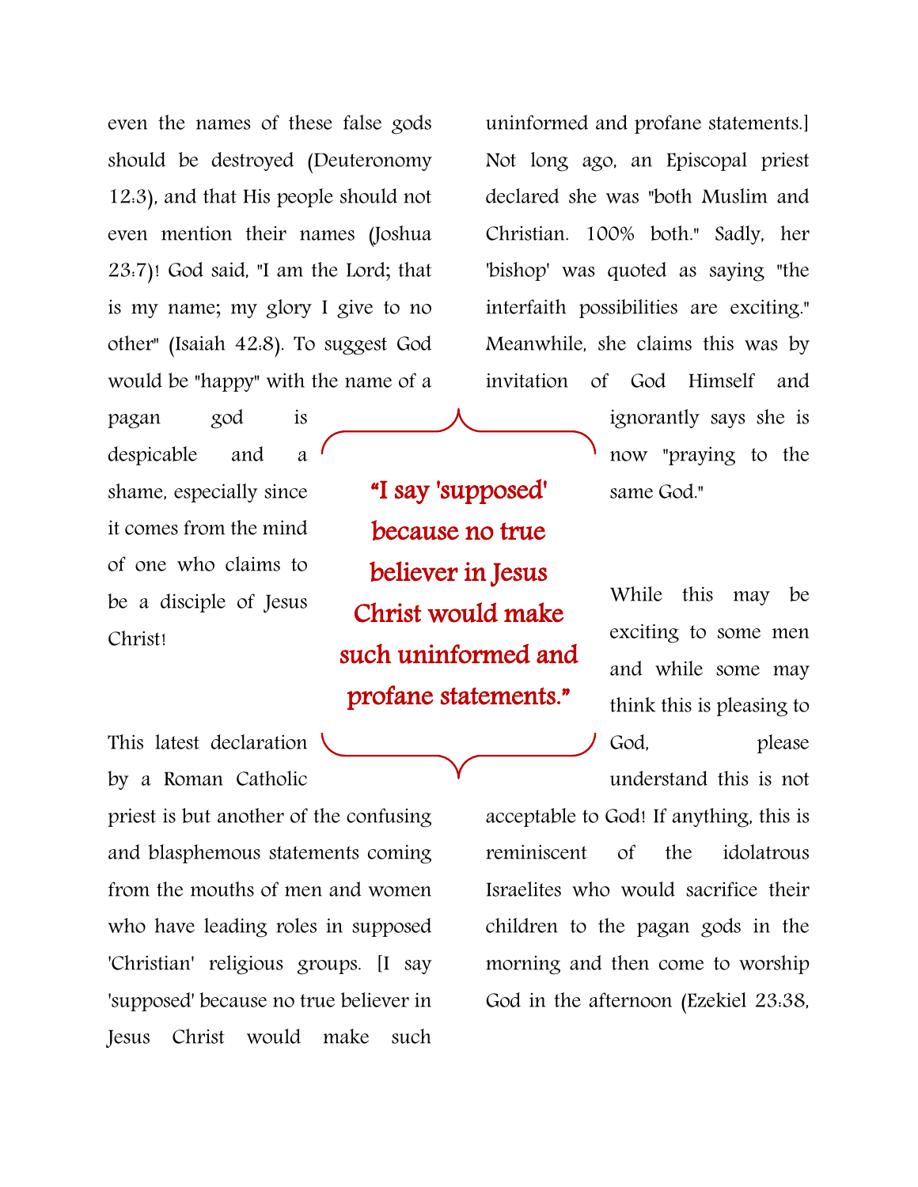even the names of these false gods should be destroyed (Deuteronomy 12:3), and that His people should not even mention their names (Joshua 23:7)! God said, "I am the Lord; that is my name; my glory I give to no other" (Isaiah 42:8). To suggest God would be "happy" with the name of a pagan god is despicable and a shame, especially since it comes from the mind of one who claims to be a disciple of Jesus Christ!

> **"I say 'supposed' because no true believer in Jesus Christ would make such uninformed and profane statements."**

This latest declaration by a Roman Catholic priest is but another of the confusing and blasphemous statements coming from the mouths of men and women who have leading roles in supposed 'Christian' religious groups. [I say 'supposed' because no true believer in Jesus Christ would make such uninformed and profane statements.] Not long ago, an Episcopal priest declared she was "both Muslim and Christian. 100% both." Sadly, her 'bishop' was quoted as saying "the interfaith possibilities are exciting." Meanwhile, she claims this was by invitation of God Himself and ignorantly says she is now "praying to the same God."

While this may be exciting to some men and while some may think this is pleasing to God, please understand this is not acceptable to God! If anything, this is reminiscent of the idolatrous Israelites who would sacrifice their children to the pagan gods in the morning and then come to worship God in the afternoon (Ezekiel 23:38,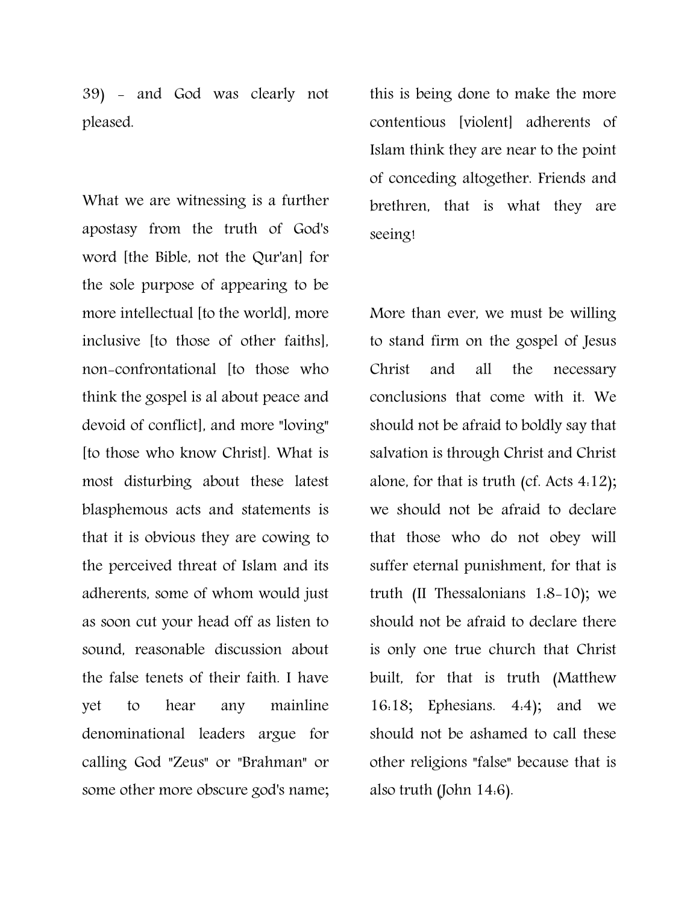39) - and God was clearly not pleased.

What we are witnessing is a further apostasy from the truth of God's word [the Bible, not the Qur'an] for the sole purpose of appearing to be more intellectual [to the world], more inclusive [to those of other faiths], non-confrontational [to those who think the gospel is al about peace and devoid of conflict], and more "loving" [to those who know Christ]. What is most disturbing about these latest blasphemous acts and statements is that it is obvious they are cowing to the perceived threat of Islam and its adherents, some of whom would just as soon cut your head off as listen to sound, reasonable discussion about the false tenets of their faith. I have yet to hear any mainline denominational leaders argue for calling God "Zeus" or "Brahman" or some other more obscure god's name; this is being done to make the more contentious [violent] adherents of Islam think they are near to the point of conceding altogether. Friends and brethren, that is what they are seeing!

More than ever, we must be willing to stand firm on the gospel of Jesus Christ and all the necessary conclusions that come with it. We should not be afraid to boldly say that salvation is through Christ and Christ alone, for that is truth (cf. Acts 4:12); we should not be afraid to declare that those who do not obey will suffer eternal punishment, for that is truth (II Thessalonians 1:8-10); we should not be afraid to declare there is only one true church that Christ built, for that is truth (Matthew 16:18; Ephesians. 4:4); and we should not be ashamed to call these other religions "false" because that is also truth (John 14:6).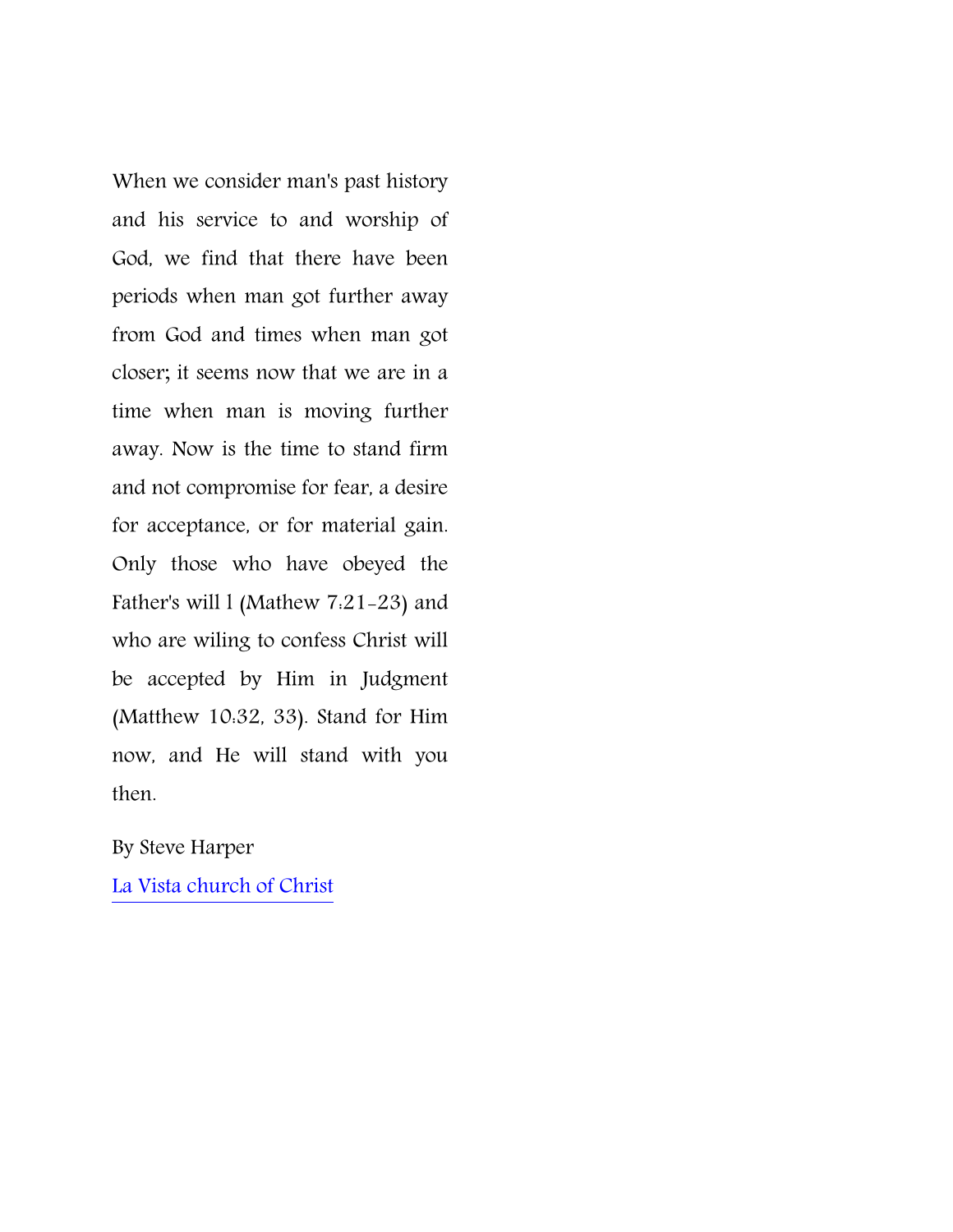When we consider man's past history and his service to and worship of God, we find that there have been periods when man got further away from God and times when man got closer; it seems now that we are in a time when man is moving further away. Now is the time to stand firm and not compromise for fear, a desire for acceptance, or for material gain. Only those who have obeyed the Father's will l (Mathew 7:21-23) and who are wiling to confess Christ will be accepted by Him in Judgment (Matthew 10:32, 33). Stand for Him now, and He will stand with you then.

By Steve Harper

La Vista church of Christ